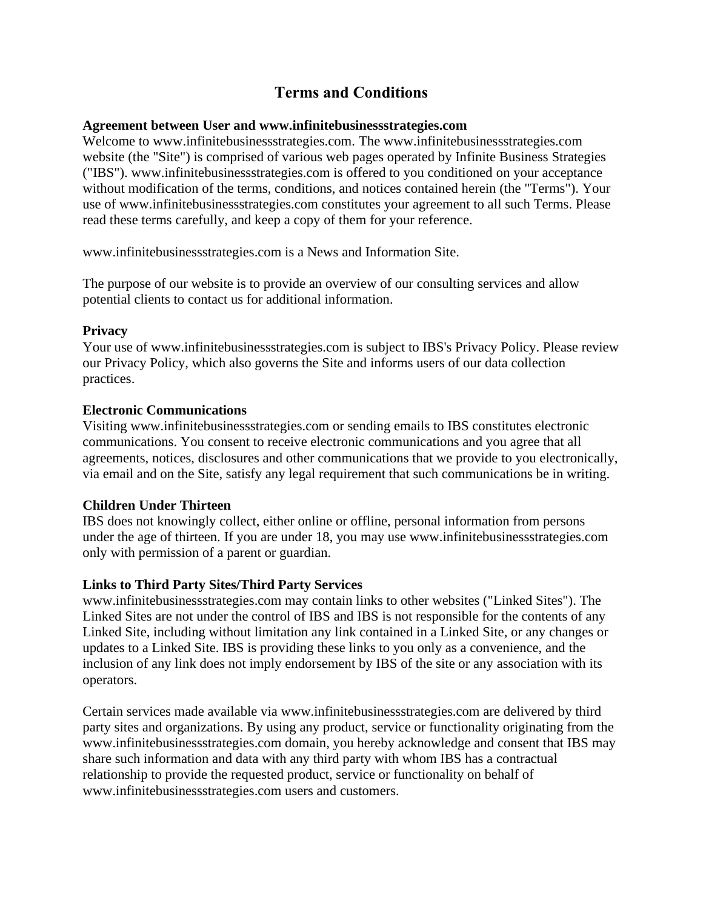# Terms and Conditions

**Agreement between User and www.infinitebusinessstrategies.com**

Welcome to www.infinitebusinessstrategies.com. The www.infinitebusinessstrategies.com website (the "Site") is comprised of various web pages operated by Infinite Business Strategies ("IBS"). www.infinitebusinessstrategies.com is offered to you conditioned on your acceptance without modification of the terms, conditions, and notices contained herein (the "Terms"). Your use of www.infinitebusinessstrategies.com constitutes your agreement to all such Terms. Please read these terms carefully, and keep a copy of them for your reference.

www.infinitebusinessstrategies.com is a News and Information Site.

The purpose of our website is to provide an overview of our consulting services and allow potential clients to contact us for additional information.

**Privacy**

Your use of www.infinitebusinessstrategies.com is subject to IBS's Privacy Policy. Please review our Privacy Policy, which also governs the Site and informs users of our data collection practices.

**Electronic Communications**

Visiting www.infinitebusinessstrategies.com or sending emails to IBS constitutes electronic communications. You consent to receive electronic communications and you agree that all agreements, notices, disclosures and other communications that we provide to you electronically, via email and on the Site, satisfy any legal requirement that such communications be in writing.

**Children Under Thirteen**

IBS does not knowingly collect, either online or offline, personal information from persons under the age of thirteen. If you are under 18, you may use www.infinitebusinessstrategies.com only with permission of a parent or guardian.

**Links to Third Party Sites/Third Party Services**

www.infinitebusinessstrategies.com may contain links to other websites ("Linked Sites"). The Linked Sites are not under the control of IBS and IBS is not responsible for the contents of any Linked Site, including without limitation any link contained in a Linked Site, or any changes or updates to a Linked Site. IBS is providing these links to you only as a convenience, and the inclusion of any link does not imply endorsement by IBS of the site or any association with its operators.

Certain services made available via www.infinitebusinessstrategies.com are delivered by third party sites and organizations. By using any product, service or functionality originating from the www.infinitebusinessstrategies.com domain, you hereby acknowledge and consent that IBS may share such information and data with any third party with whom IBS has a contractual relationship to provide the requested product, service or functionality on behalf of www.infinitebusinessstrategies.com users and customers.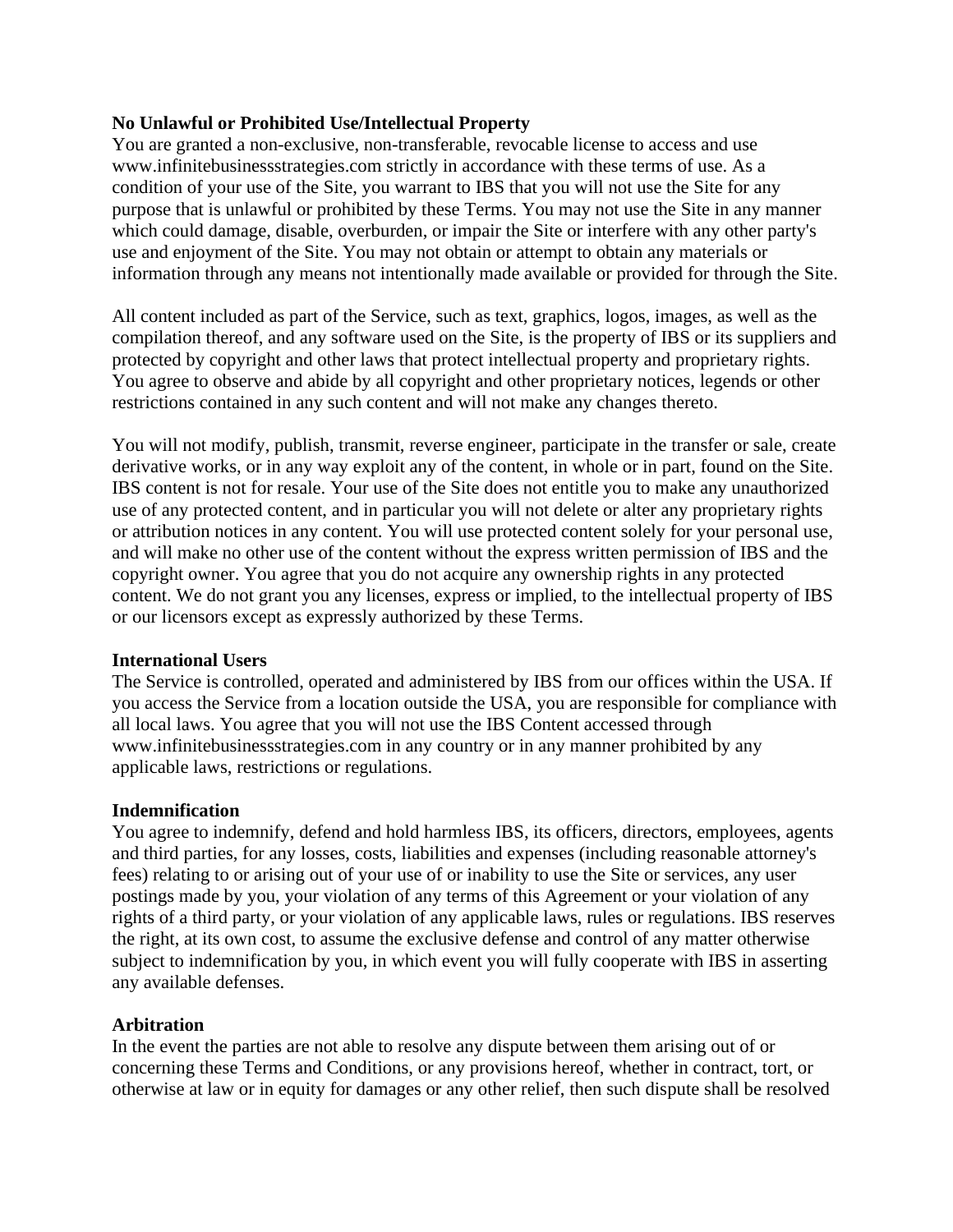**No Unlawful or Prohibited Use/Intellectual Property**
You are granted a non-exclusive, non-transferable, revocable license to access and use www.infinitebusinessstrategies.com strictly in accordance with these terms of use. As a condition of your use of the Site, you warrant to IBS that you will not use the Site for any purpose that is unlawful or prohibited by these Terms. You may not use the Site in any manner which could damage, disable, overburden, or impair the Site or interfere with any other party's use and enjoyment of the Site. You may not obtain or attempt to obtain any materials or information through any means not intentionally made available or provided for through the Site.

All content included as part of the Service, such as text, graphics, logos, images, as well as the compilation thereof, and any software used on the Site, is the property of IBS or its suppliers and protected by copyright and other laws that protect intellectual property and proprietary rights. You agree to observe and abide by all copyright and other proprietary notices, legends or other restrictions contained in any such content and will not make any changes thereto.

You will not modify, publish, transmit, reverse engineer, participate in the transfer or sale, create derivative works, or in any way exploit any of the content, in whole or in part, found on the Site. IBS content is not for resale. Your use of the Site does not entitle you to make any unauthorized use of any protected content, and in particular you will not delete or alter any proprietary rights or attribution notices in any content. You will use protected content solely for your personal use, and will make no other use of the content without the express written permission of IBS and the copyright owner. You agree that you do not acquire any ownership rights in any protected content. We do not grant you any licenses, express or implied, to the intellectual property of IBS or our licensors except as expressly authorized by these Terms.

**International Users**
The Service is controlled, operated and administered by IBS from our offices within the USA. If you access the Service from a location outside the USA, you are responsible for compliance with all local laws. You agree that you will not use the IBS Content accessed through www.infinitebusinessstrategies.com in any country or in any manner prohibited by any applicable laws, restrictions or regulations.

**Indemnification**
You agree to indemnify, defend and hold harmless IBS, its officers, directors, employees, agents and third parties, for any losses, costs, liabilities and expenses (including reasonable attorney's fees) relating to or arising out of your use of or inability to use the Site or services, any user postings made by you, your violation of any terms of this Agreement or your violation of any rights of a third party, or your violation of any applicable laws, rules or regulations. IBS reserves the right, at its own cost, to assume the exclusive defense and control of any matter otherwise subject to indemnification by you, in which event you will fully cooperate with IBS in asserting any available defenses.

**Arbitration**
In the event the parties are not able to resolve any dispute between them arising out of or concerning these Terms and Conditions, or any provisions hereof, whether in contract, tort, or otherwise at law or in equity for damages or any other relief, then such dispute shall be resolved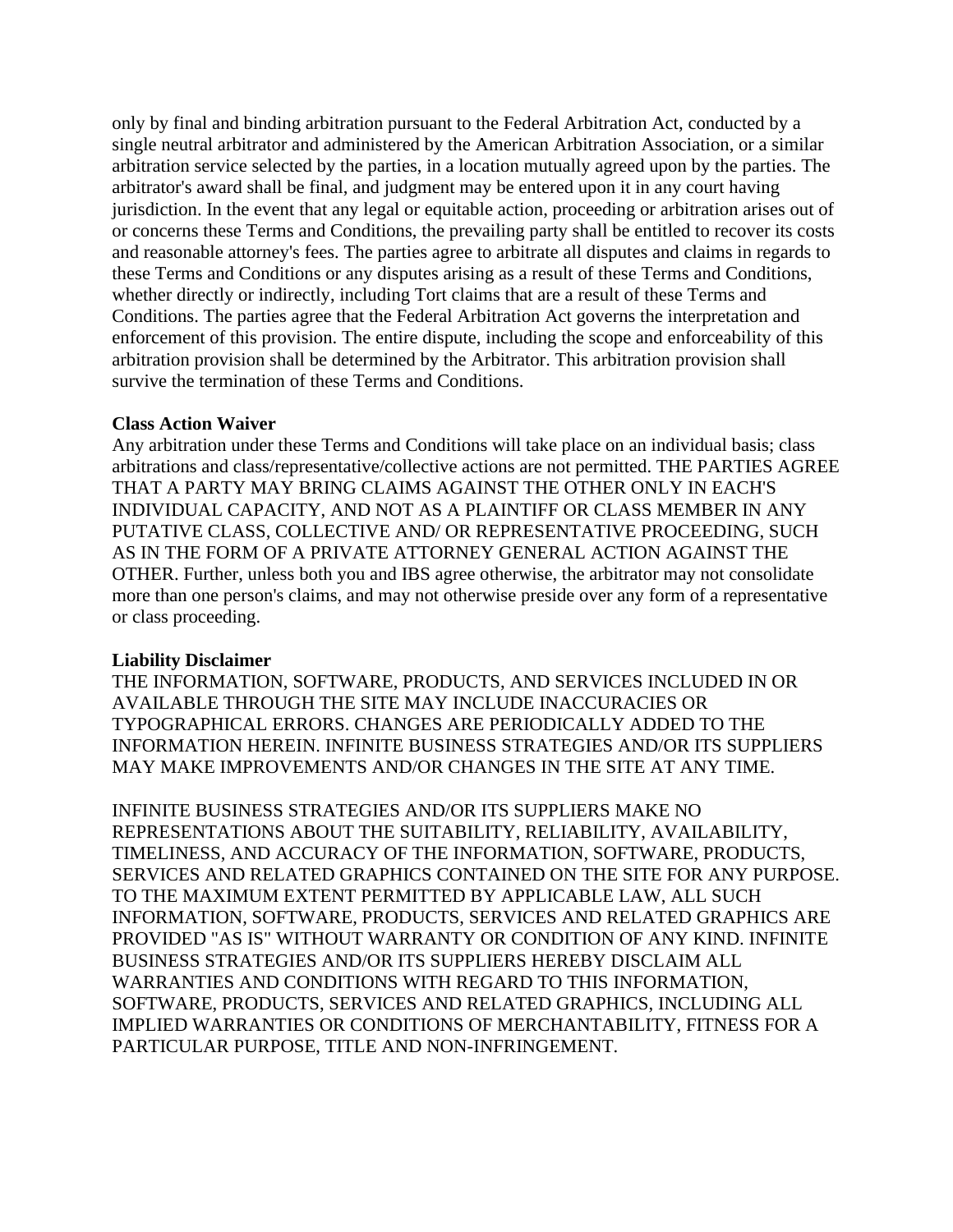only by final and binding arbitration pursuant to the Federal Arbitration Act, conducted by a single neutral arbitrator and administered by the American Arbitration Association, or a similar arbitration service selected by the parties, in a location mutually agreed upon by the parties. The arbitrator's award shall be final, and judgment may be entered upon it in any court having jurisdiction. In the event that any legal or equitable action, proceeding or arbitration arises out of or concerns these Terms and Conditions, the prevailing party shall be entitled to recover its costs and reasonable attorney's fees. The parties agree to arbitrate all disputes and claims in regards to these Terms and Conditions or any disputes arising as a result of these Terms and Conditions, whether directly or indirectly, including Tort claims that are a result of these Terms and Conditions. The parties agree that the Federal Arbitration Act governs the interpretation and enforcement of this provision. The entire dispute, including the scope and enforceability of this arbitration provision shall be determined by the Arbitrator. This arbitration provision shall survive the termination of these Terms and Conditions.

**Class Action Waiver**

Any arbitration under these Terms and Conditions will take place on an individual basis; class arbitrations and class/representative/collective actions are not permitted. THE PARTIES AGREE THAT A PARTY MAY BRING CLAIMS AGAINST THE OTHER ONLY IN EACH'S INDIVIDUAL CAPACITY, AND NOT AS A PLAINTIFF OR CLASS MEMBER IN ANY PUTATIVE CLASS, COLLECTIVE AND/ OR REPRESENTATIVE PROCEEDING, SUCH AS IN THE FORM OF A PRIVATE ATTORNEY GENERAL ACTION AGAINST THE OTHER. Further, unless both you and IBS agree otherwise, the arbitrator may not consolidate more than one person's claims, and may not otherwise preside over any form of a representative or class proceeding.

**Liability Disclaimer**

THE INFORMATION, SOFTWARE, PRODUCTS, AND SERVICES INCLUDED IN OR AVAILABLE THROUGH THE SITE MAY INCLUDE INACCURACIES OR TYPOGRAPHICAL ERRORS. CHANGES ARE PERIODICALLY ADDED TO THE INFORMATION HEREIN. INFINITE BUSINESS STRATEGIES AND/OR ITS SUPPLIERS MAY MAKE IMPROVEMENTS AND/OR CHANGES IN THE SITE AT ANY TIME.

INFINITE BUSINESS STRATEGIES AND/OR ITS SUPPLIERS MAKE NO REPRESENTATIONS ABOUT THE SUITABILITY, RELIABILITY, AVAILABILITY, TIMELINESS, AND ACCURACY OF THE INFORMATION, SOFTWARE, PRODUCTS, SERVICES AND RELATED GRAPHICS CONTAINED ON THE SITE FOR ANY PURPOSE. TO THE MAXIMUM EXTENT PERMITTED BY APPLICABLE LAW, ALL SUCH INFORMATION, SOFTWARE, PRODUCTS, SERVICES AND RELATED GRAPHICS ARE PROVIDED "AS IS" WITHOUT WARRANTY OR CONDITION OF ANY KIND. INFINITE BUSINESS STRATEGIES AND/OR ITS SUPPLIERS HEREBY DISCLAIM ALL WARRANTIES AND CONDITIONS WITH REGARD TO THIS INFORMATION, SOFTWARE, PRODUCTS, SERVICES AND RELATED GRAPHICS, INCLUDING ALL IMPLIED WARRANTIES OR CONDITIONS OF MERCHANTABILITY, FITNESS FOR A PARTICULAR PURPOSE, TITLE AND NON-INFRINGEMENT.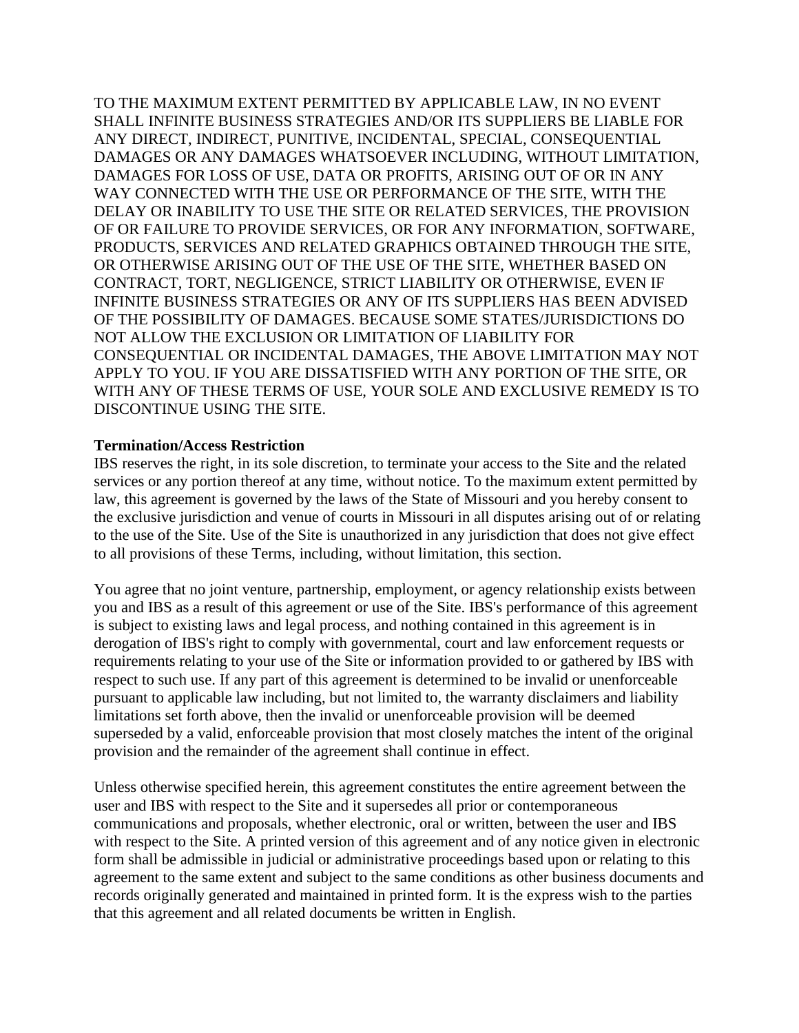TO THE MAXIMUM EXTENT PERMITTED BY APPLICABLE LAW, IN NO EVENT SHALL INFINITE BUSINESS STRATEGIES AND/OR ITS SUPPLIERS BE LIABLE FOR ANY DIRECT, INDIRECT, PUNITIVE, INCIDENTAL, SPECIAL, CONSEQUENTIAL DAMAGES OR ANY DAMAGES WHATSOEVER INCLUDING, WITHOUT LIMITATION, DAMAGES FOR LOSS OF USE, DATA OR PROFITS, ARISING OUT OF OR IN ANY WAY CONNECTED WITH THE USE OR PERFORMANCE OF THE SITE, WITH THE DELAY OR INABILITY TO USE THE SITE OR RELATED SERVICES, THE PROVISION OF OR FAILURE TO PROVIDE SERVICES, OR FOR ANY INFORMATION, SOFTWARE, PRODUCTS, SERVICES AND RELATED GRAPHICS OBTAINED THROUGH THE SITE, OR OTHERWISE ARISING OUT OF THE USE OF THE SITE, WHETHER BASED ON CONTRACT, TORT, NEGLIGENCE, STRICT LIABILITY OR OTHERWISE, EVEN IF INFINITE BUSINESS STRATEGIES OR ANY OF ITS SUPPLIERS HAS BEEN ADVISED OF THE POSSIBILITY OF DAMAGES. BECAUSE SOME STATES/JURISDICTIONS DO NOT ALLOW THE EXCLUSION OR LIMITATION OF LIABILITY FOR CONSEQUENTIAL OR INCIDENTAL DAMAGES, THE ABOVE LIMITATION MAY NOT APPLY TO YOU. IF YOU ARE DISSATISFIED WITH ANY PORTION OF THE SITE, OR WITH ANY OF THESE TERMS OF USE, YOUR SOLE AND EXCLUSIVE REMEDY IS TO DISCONTINUE USING THE SITE.

**Termination/Access Restriction**

IBS reserves the right, in its sole discretion, to terminate your access to the Site and the related services or any portion thereof at any time, without notice. To the maximum extent permitted by law, this agreement is governed by the laws of the State of Missouri and you hereby consent to the exclusive jurisdiction and venue of courts in Missouri in all disputes arising out of or relating to the use of the Site. Use of the Site is unauthorized in any jurisdiction that does not give effect to all provisions of these Terms, including, without limitation, this section.

You agree that no joint venture, partnership, employment, or agency relationship exists between you and IBS as a result of this agreement or use of the Site. IBS's performance of this agreement is subject to existing laws and legal process, and nothing contained in this agreement is in derogation of IBS's right to comply with governmental, court and law enforcement requests or requirements relating to your use of the Site or information provided to or gathered by IBS with respect to such use. If any part of this agreement is determined to be invalid or unenforceable pursuant to applicable law including, but not limited to, the warranty disclaimers and liability limitations set forth above, then the invalid or unenforceable provision will be deemed superseded by a valid, enforceable provision that most closely matches the intent of the original provision and the remainder of the agreement shall continue in effect.

Unless otherwise specified herein, this agreement constitutes the entire agreement between the user and IBS with respect to the Site and it supersedes all prior or contemporaneous communications and proposals, whether electronic, oral or written, between the user and IBS with respect to the Site. A printed version of this agreement and of any notice given in electronic form shall be admissible in judicial or administrative proceedings based upon or relating to this agreement to the same extent and subject to the same conditions as other business documents and records originally generated and maintained in printed form. It is the express wish to the parties that this agreement and all related documents be written in English.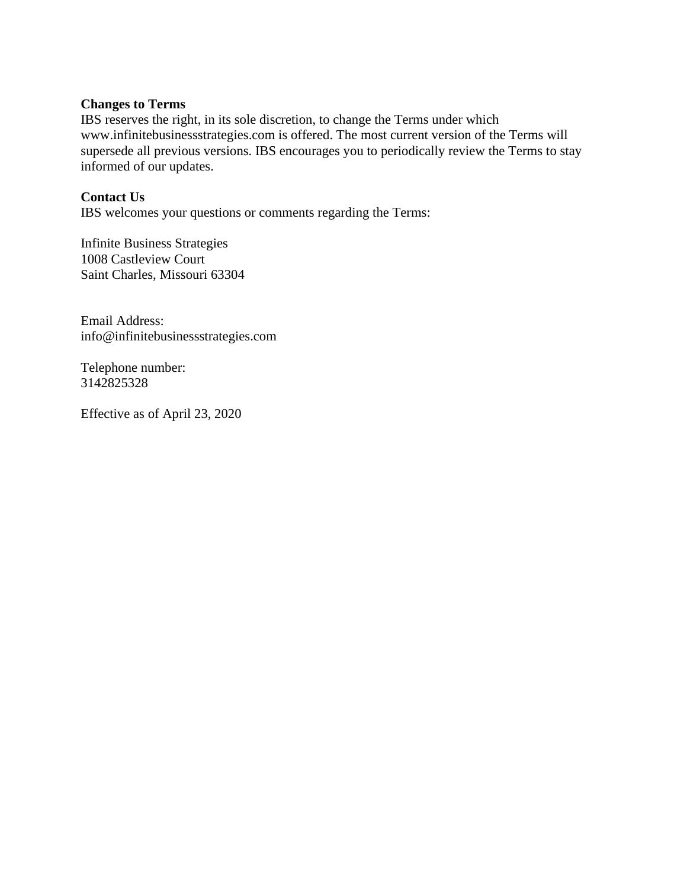**Changes to Terms**
IBS reserves the right, in its sole discretion, to change the Terms under which www.infinitebusinessstrategies.com is offered. The most current version of the Terms will supersede all previous versions. IBS encourages you to periodically review the Terms to stay informed of our updates.

**Contact Us**
IBS welcomes your questions or comments regarding the Terms:

Infinite Business Strategies
1008 Castleview Court
Saint Charles, Missouri 63304

Email Address:
info@infinitebusinessstrategies.com

Telephone number:
3142825328

Effective as of April 23, 2020